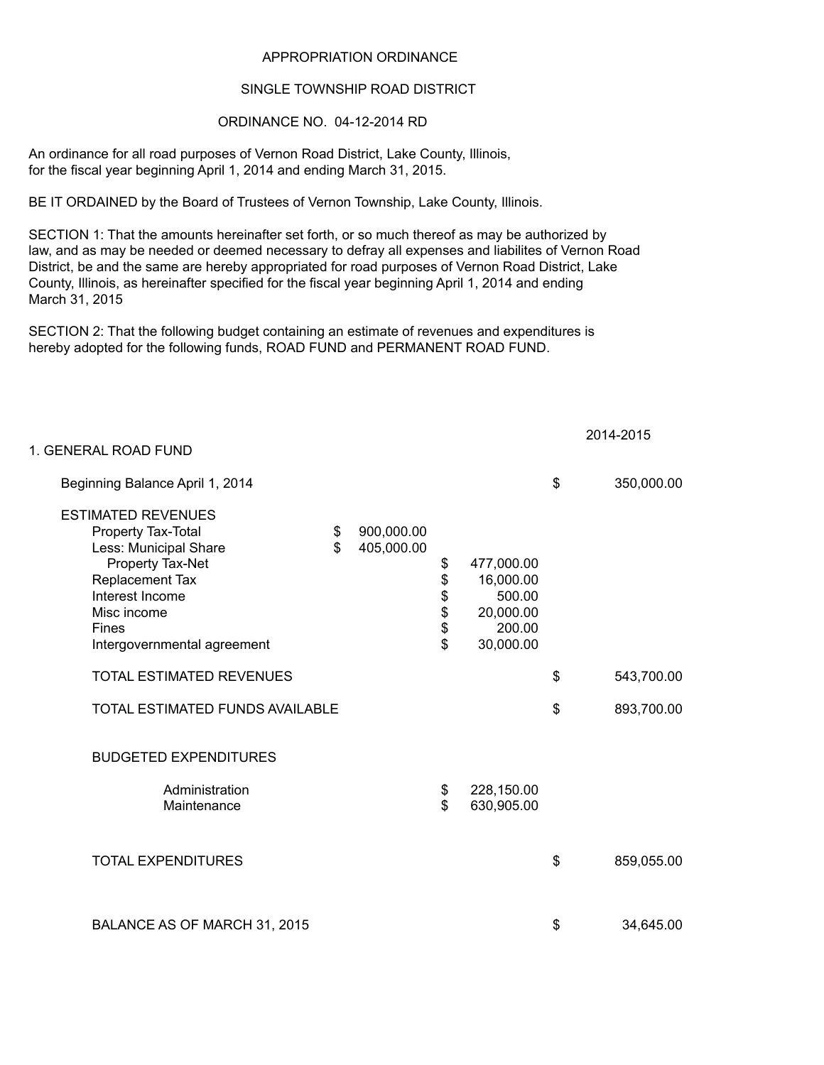APPROPRIATION ORDINANCE

SINGLE TOWNSHIP ROAD DISTRICT

ORDINANCE NO. 04-12-2014 RD

An ordinance for all road purposes of Vernon Road District, Lake County, Illinois, for the fiscal year beginning April 1, 2014 and ending March 31, 2015.

BE IT ORDAINED by the Board of Trustees of Vernon Township, Lake County, Illinois.

SECTION 1: That the amounts hereinafter set forth, or so much thereof as may be authorized by law, and as may be needed or deemed necessary to defray all expenses and liabilites of Vernon Road District, be and the same are hereby appropriated for road purposes of Vernon Road District, Lake County, Illinois, as hereinafter specified for the fiscal year beginning April 1, 2014 and ending March 31, 2015

SECTION 2: That the following budget containing an estimate of revenues and expenditures is hereby adopted for the following funds, ROAD FUND and PERMANENT ROAD FUND.

| 1. GENERAL ROAD FUND | | | 2014-2015 |
|---|---|---|---|
| Beginning Balance April 1, 2014 | | | $ 350,000.00 |
| ESTIMATED REVENUES | | | |
| Property Tax-Total | $ 900,000.00 | | |
| Less: Municipal Share | $ 405,000.00 | | |
| Property Tax-Net | | $ 477,000.00 | |
| Replacement Tax | | $ 16,000.00 | |
| Interest Income | | $ 500.00 | |
| Misc income | | $ 20,000.00 | |
| Fines | | $ 200.00 | |
| Intergovernmental agreement | | $ 30,000.00 | |
| TOTAL ESTIMATED REVENUES | | | $ 543,700.00 |
| TOTAL ESTIMATED FUNDS AVAILABLE | | | $ 893,700.00 |
| BUDGETED EXPENDITURES | | | |
| Administration | | $ 228,150.00 | |
| Maintenance | | $ 630,905.00 | |
| TOTAL EXPENDITURES | | | $ 859,055.00 |
| BALANCE AS OF MARCH 31, 2015 | | | $ 34,645.00 |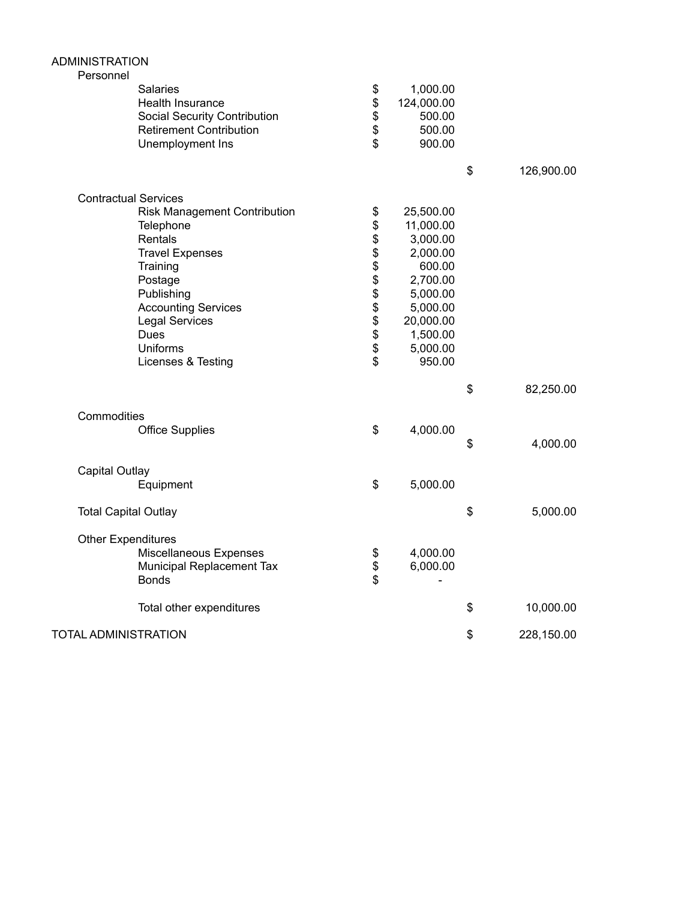# ADMINISTRATION

| | | | |
|---|---|---|---|
| **Personnel** | | | |
| Salaries | $ 1,000.00 | | |
| Health Insurance | $ 124,000.00 | | |
| Social Security Contribution | $ 500.00 | | |
| Retirement Contribution | $ 500.00 | | |
| Unemployment Ins | $ 900.00 | | |
| | | $ | 126,900.00 |
| **Contractual Services** | | | |
| Risk Management Contribution | $ 25,500.00 | | |
| Telephone | $ 11,000.00 | | |
| Rentals | $ 3,000.00 | | |
| Travel Expenses | $ 2,000.00 | | |
| Training | $ 600.00 | | |
| Postage | $ 2,700.00 | | |
| Publishing | $ 5,000.00 | | |
| Accounting Services | $ 5,000.00 | | |
| Legal Services | $ 20,000.00 | | |
| Dues | $ 1,500.00 | | |
| Uniforms | $ 5,000.00 | | |
| Licenses & Testing | $ 950.00 | | |
| | | $ | 82,250.00 |
| **Commodities** | | | |
| Office Supplies | $ 4,000.00 | | |
| | | $ | 4,000.00 |
| **Capital Outlay** | | | |
| Equipment | $ 5,000.00 | | |
| Total Capital Outlay | | $ | 5,000.00 |
| **Other Expenditures** | | | |
| Miscellaneous Expenses | $ 4,000.00 | | |
| Municipal Replacement Tax | $ 6,000.00 | | |
| Bonds | $ - | | |
| Total other expenditures | | $ | 10,000.00 |
| **TOTAL ADMINISTRATION** | | $ | 228,150.00 |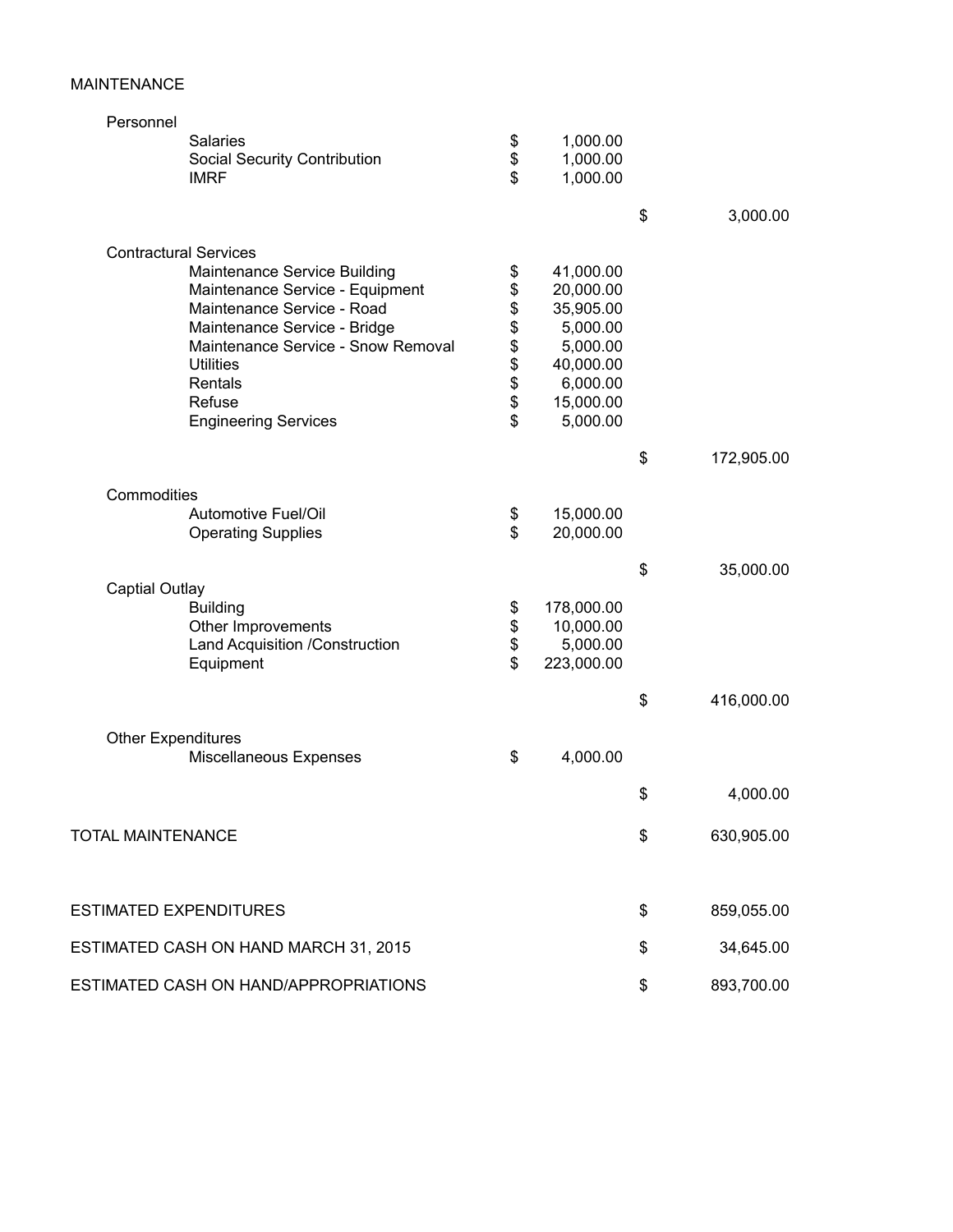MAINTENANCE

| | | | |
|---|---|---|---|
| **Personnel** | | | |
| Salaries | $ 1,000.00 | | |
| Social Security Contribution | $ 1,000.00 | | |
| IMRF | $ 1,000.00 | | |
| | | $ | 3,000.00 |
| **Contractural Services** | | | |
| Maintenance Service Building | $ 41,000.00 | | |
| Maintenance Service - Equipment | $ 20,000.00 | | |
| Maintenance Service - Road | $ 35,905.00 | | |
| Maintenance Service - Bridge | $ 5,000.00 | | |
| Maintenance Service - Snow Removal | $ 5,000.00 | | |
| Utilities | $ 40,000.00 | | |
| Rentals | $ 6,000.00 | | |
| Refuse | $ 15,000.00 | | |
| Engineering Services | $ 5,000.00 | | |
| | | $ | 172,905.00 |
| **Commodities** | | | |
| Automotive Fuel/Oil | $ 15,000.00 | | |
| Operating Supplies | $ 20,000.00 | | |
| | | $ | 35,000.00 |
| **Captial Outlay** | | | |
| Building | $ 178,000.00 | | |
| Other Improvements | $ 10,000.00 | | |
| Land Acquisition /Construction | $ 5,000.00 | | |
| Equipment | $ 223,000.00 | | |
| | | $ | 416,000.00 |
| **Other Expenditures** | | | |
| Miscellaneous Expenses | $ 4,000.00 | | |
| | | $ | 4,000.00 |
| TOTAL MAINTENANCE | | $ | 630,905.00 |
| ESTIMATED EXPENDITURES | | $ | 859,055.00 |
| ESTIMATED CASH ON HAND MARCH 31, 2015 | | $ | 34,645.00 |
| ESTIMATED CASH ON HAND/APPROPRIATIONS | | $ | 893,700.00 |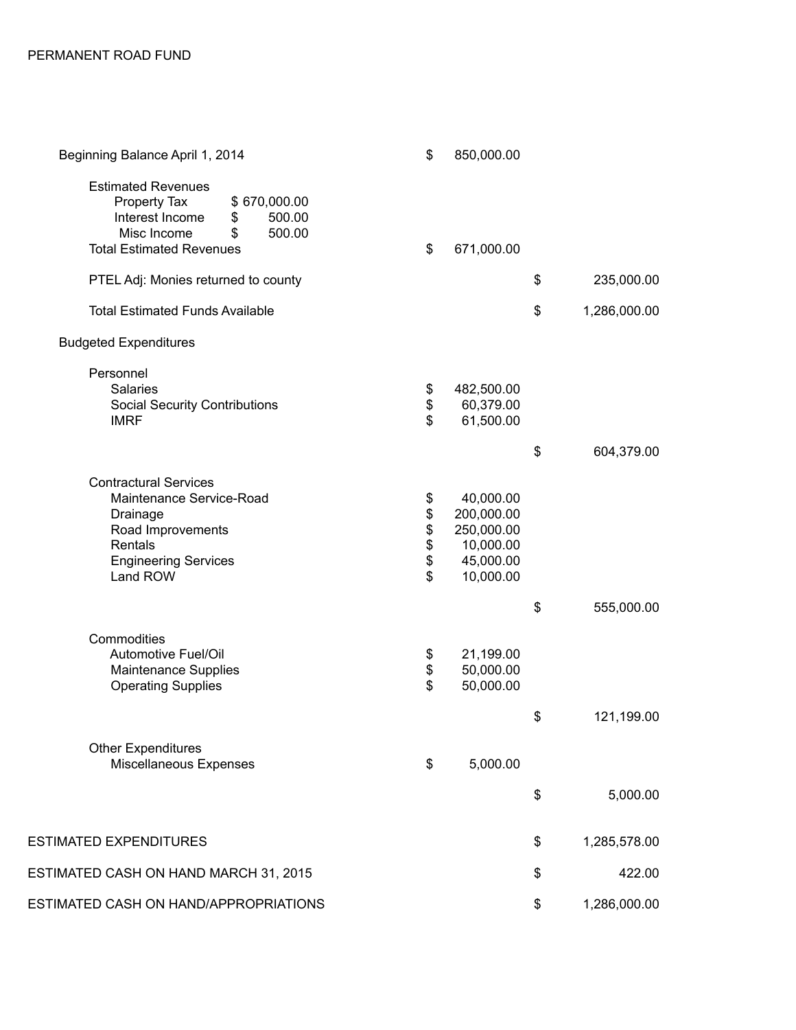PERMANENT ROAD FUND

| | | |
|---|---|---|
| Beginning Balance April 1, 2014 | $ 850,000.00 | |
| **Estimated Revenues** | | |
| Property Tax $ 670,000.00 | | |
| Interest Income $ 500.00 | | |
| Misc Income $ 500.00 | | |
| Total Estimated Revenues | $ 671,000.00 | |
| PTEL Adj: Monies returned to county | | $ 235,000.00 |
| Total Estimated Funds Available | | $ 1,286,000.00 |
| **Budgeted Expenditures** | | |
| Personnel | | |
| Salaries | $ 482,500.00 | |
| Social Security Contributions | $ 60,379.00 | |
| IMRF | $ 61,500.00 | |
| | | $ 604,379.00 |
| Contractural Services | | |
| Maintenance Service-Road | $ 40,000.00 | |
| Drainage | $ 200,000.00 | |
| Road Improvements | $ 250,000.00 | |
| Rentals | $ 10,000.00 | |
| Engineering Services | $ 45,000.00 | |
| Land ROW | $ 10,000.00 | |
| | | $ 555,000.00 |
| Commodities | | |
| Automotive Fuel/Oil | $ 21,199.00 | |
| Maintenance Supplies | $ 50,000.00 | |
| Operating Supplies | $ 50,000.00 | |
| | | $ 121,199.00 |
| Other Expenditures | | |
| Miscellaneous Expenses | $ 5,000.00 | |
| | | $ 5,000.00 |
| ESTIMATED EXPENDITURES | | $ 1,285,578.00 |
| ESTIMATED CASH ON HAND MARCH 31, 2015 | | $ 422.00 |
| ESTIMATED CASH ON HAND/APPROPRIATIONS | | $ 1,286,000.00 |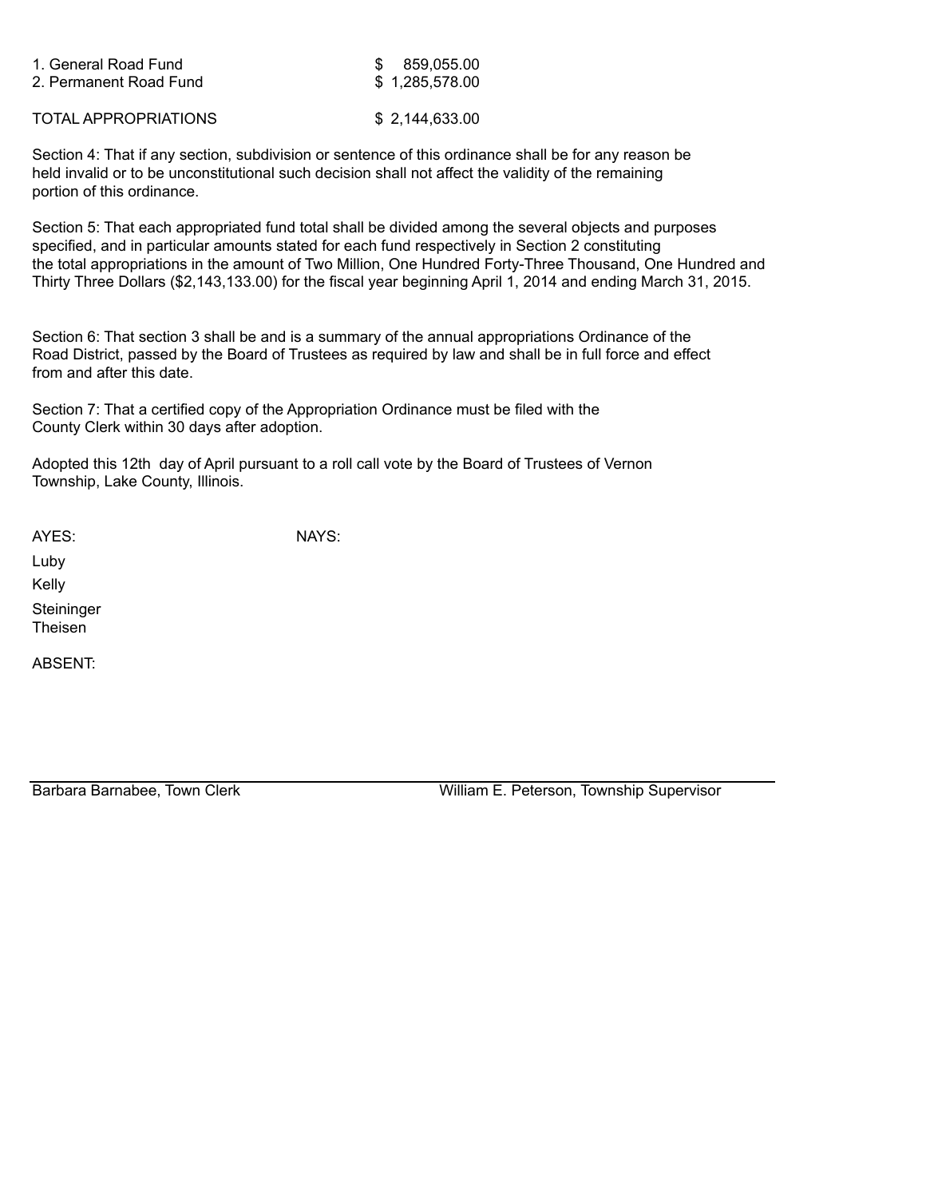| | |
|---|---|
| 1. General Road Fund | $ 859,055.00 |
| 2. Permanent Road Fund | $ 1,285,578.00 |
| TOTAL APPROPRIATIONS | $ 2,144,633.00 |

Section 4: That if any section, subdivision or sentence of this ordinance shall be for any reason be held invalid or to be unconstitutional such decision shall not affect the validity of the remaining portion of this ordinance.

Section 5: That each appropriated fund total shall be divided among the several objects and purposes specified, and in particular amounts stated for each fund respectively in Section 2 constituting the total appropriations in the amount of Two Million, One Hundred Forty-Three Thousand, One Hundred and Thirty Three Dollars ($2,143,133.00) for the fiscal year beginning April 1, 2014 and ending March 31, 2015.

Section 6: That section 3 shall be and is a summary of the annual appropriations Ordinance of the Road District, passed by the Board of Trustees as required by law and shall be in full force and effect from and after this date.

Section 7: That a certified copy of the Appropriation Ordinance must be filed with the County Clerk within 30 days after adoption.

Adopted this 12th day of April pursuant to a roll call vote by the Board of Trustees of Vernon Township, Lake County, Illinois.

AYES: NAYS:

Luby

Kelly

Steininger

Theisen

ABSENT:

Barbara Barnabee, Town Clerk

William E. Peterson, Township Supervisor